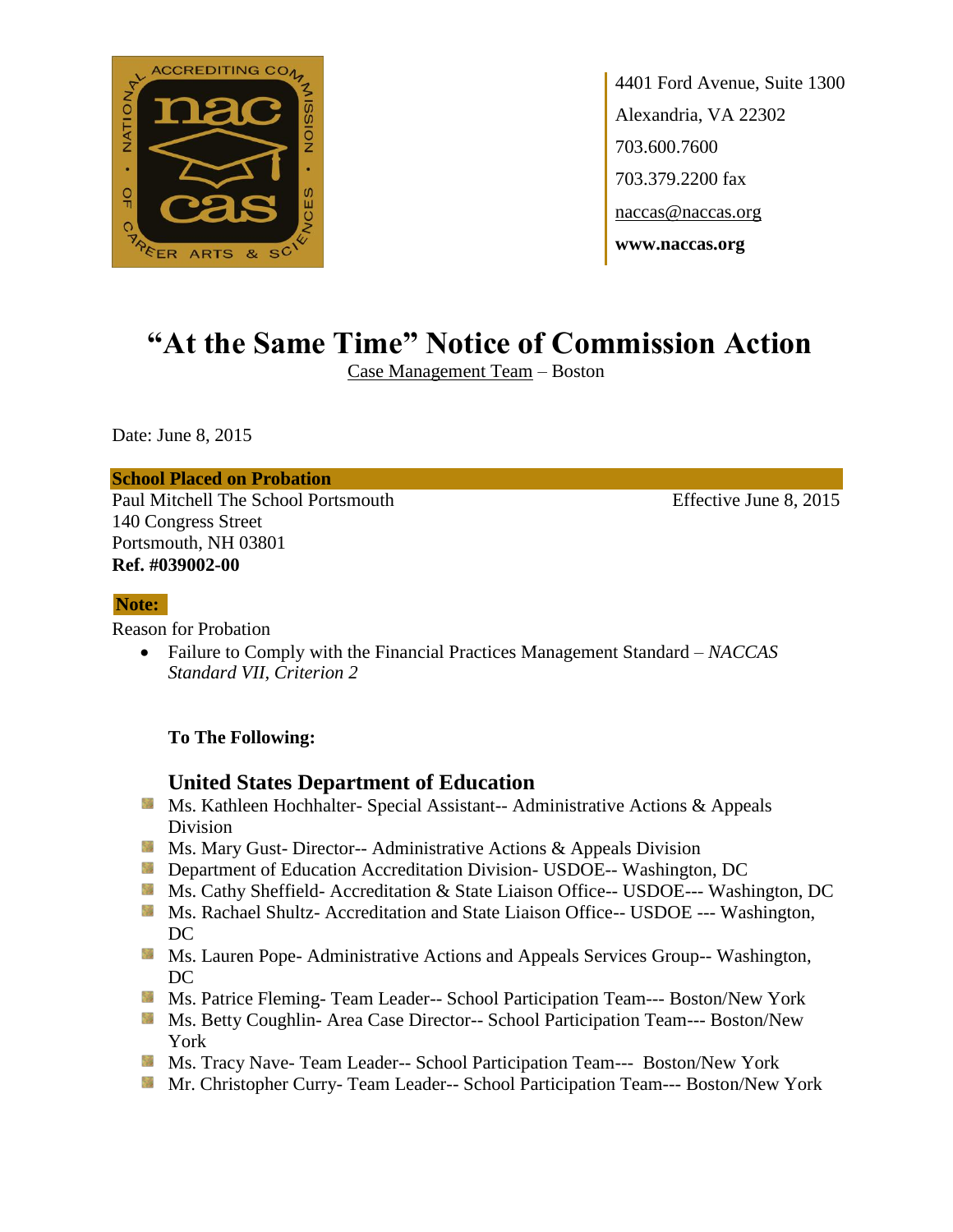4401 Ford Avenue, Suite 1300
Alexandria, VA 22302
703.600.7600
703.379.2200 fax
naccas@naccas.org
**www.naccas.org**

# "At the Same Time" Notice of Commission Action

Case Management Team – Boston

Date: June 8, 2015

**School Placed on Probation**

Paul Mitchell The School Portsmouth — Effective June 8, 2015
140 Congress Street
Portsmouth, NH 03801
**Ref. #039002-00**

**Note:**

Reason for Probation

- Failure to Comply with the Financial Practices Management Standard – *NACCAS Standard VII, Criterion 2*

**To The Following:**

## United States Department of Education

- Ms. Kathleen Hochhalter- Special Assistant-- Administrative Actions & Appeals Division
- Ms. Mary Gust- Director-- Administrative Actions & Appeals Division
- Department of Education Accreditation Division- USDOE-- Washington, DC
- Ms. Cathy Sheffield- Accreditation & State Liaison Office-- USDOE--- Washington, DC
- Ms. Rachael Shultz- Accreditation and State Liaison Office-- USDOE --- Washington, DC
- Ms. Lauren Pope- Administrative Actions and Appeals Services Group-- Washington, DC
- Ms. Patrice Fleming- Team Leader-- School Participation Team--- Boston/New York
- Ms. Betty Coughlin- Area Case Director-- School Participation Team--- Boston/New York
- Ms. Tracy Nave- Team Leader-- School Participation Team--- Boston/New York
- Mr. Christopher Curry- Team Leader-- School Participation Team--- Boston/New York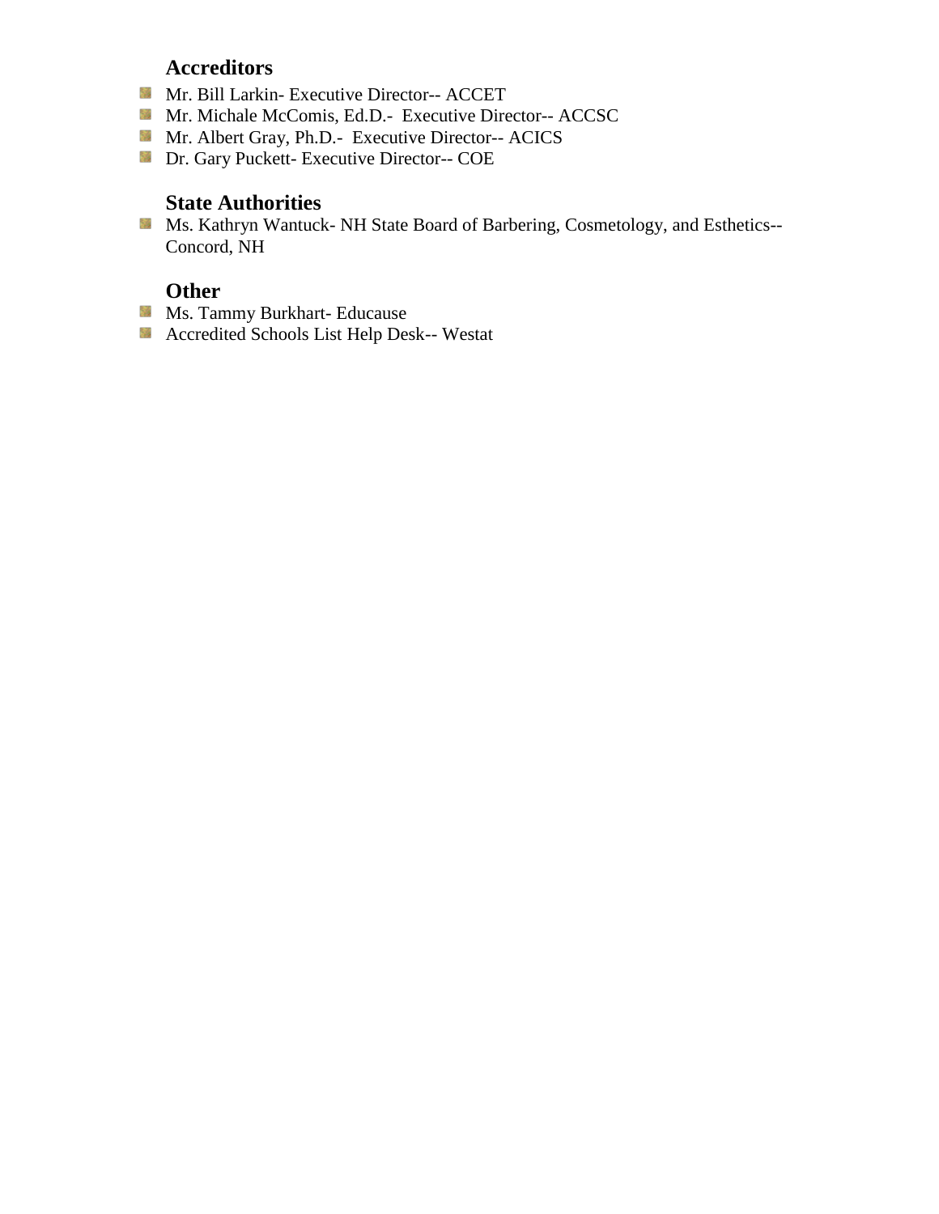### Accreditors

- Mr. Bill Larkin- Executive Director-- ACCET
- Mr. Michale McComis, Ed.D.- Executive Director-- ACCSC
- Mr. Albert Gray, Ph.D.- Executive Director-- ACICS
- Dr. Gary Puckett- Executive Director-- COE

### State Authorities

- Ms. Kathryn Wantuck- NH State Board of Barbering, Cosmetology, and Esthetics-- Concord, NH

### Other

- Ms. Tammy Burkhart- Educause
- Accredited Schools List Help Desk-- Westat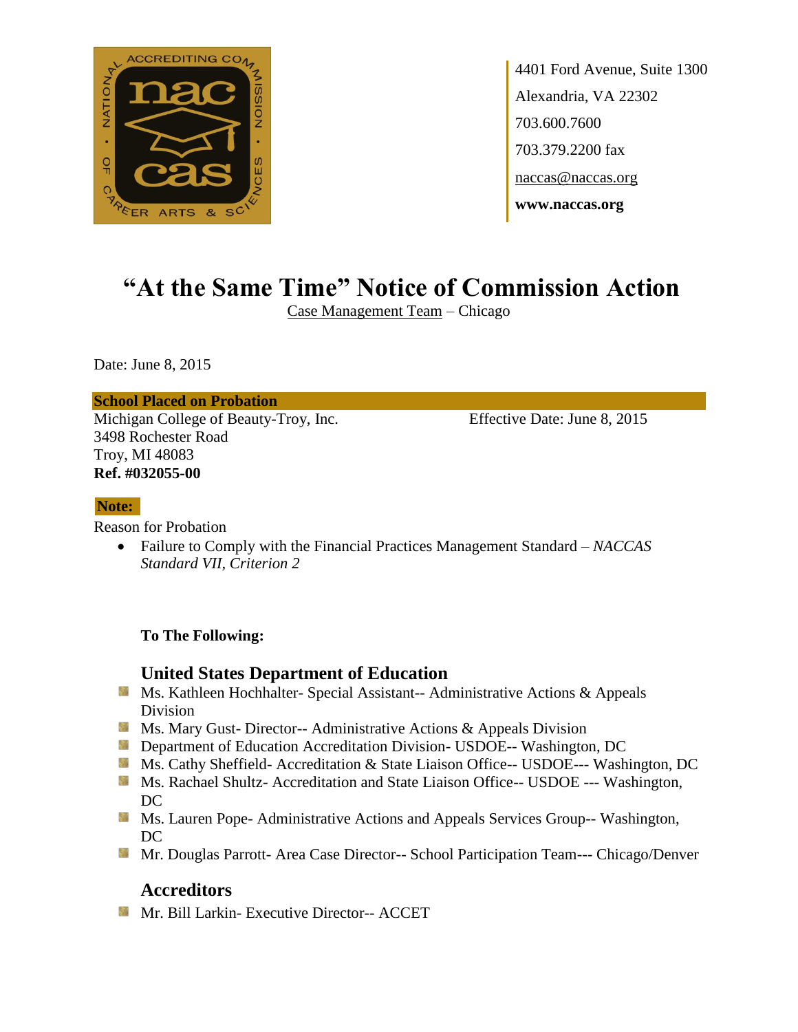4401 Ford Avenue, Suite 1300
Alexandria, VA 22302
703.600.7600
703.379.2200 fax
naccas@naccas.org
**www.naccas.org**

# "At the Same Time" Notice of Commission Action

Case Management Team – Chicago

Date: June 8, 2015

**School Placed on Probation**

Michigan College of Beauty-Troy, Inc.
3498 Rochester Road
Troy, MI 48083
**Ref. #032055-00**

Effective Date: June 8, 2015

**Note:**

Reason for Probation

- Failure to Comply with the Financial Practices Management Standard – *NACCAS Standard VII, Criterion 2*

**To The Following:**

## United States Department of Education

- Ms. Kathleen Hochhalter- Special Assistant-- Administrative Actions & Appeals Division
- Ms. Mary Gust- Director-- Administrative Actions & Appeals Division
- Department of Education Accreditation Division- USDOE-- Washington, DC
- Ms. Cathy Sheffield- Accreditation & State Liaison Office-- USDOE--- Washington, DC
- Ms. Rachael Shultz- Accreditation and State Liaison Office-- USDOE --- Washington, DC
- Ms. Lauren Pope- Administrative Actions and Appeals Services Group-- Washington, DC
- Mr. Douglas Parrott- Area Case Director-- School Participation Team--- Chicago/Denver

## Accreditors

- Mr. Bill Larkin- Executive Director-- ACCET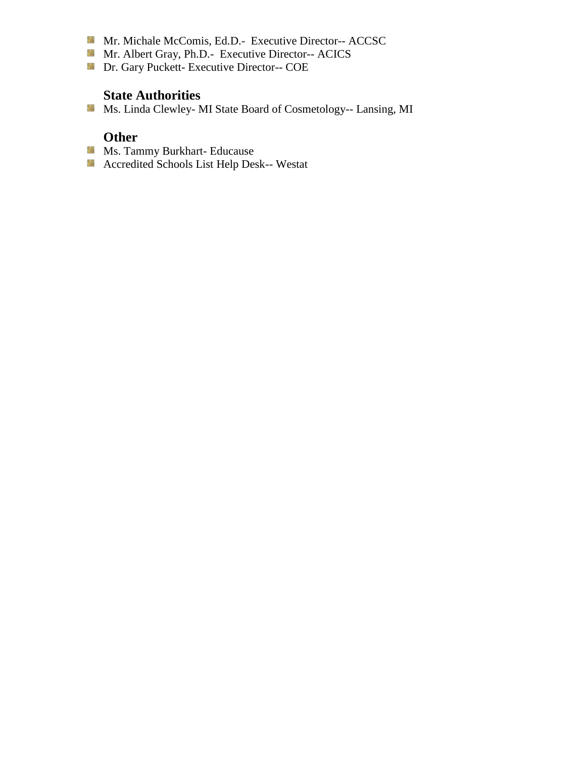- Mr. Michale McComis, Ed.D.-  Executive Director-- ACCSC
- Mr. Albert Gray, Ph.D.-  Executive Director-- ACICS
- Dr. Gary Puckett- Executive Director-- COE

### State Authorities

- Ms. Linda Clewley- MI State Board of Cosmetology-- Lansing, MI

### Other

- Ms. Tammy Burkhart- Educause
- Accredited Schools List Help Desk-- Westat